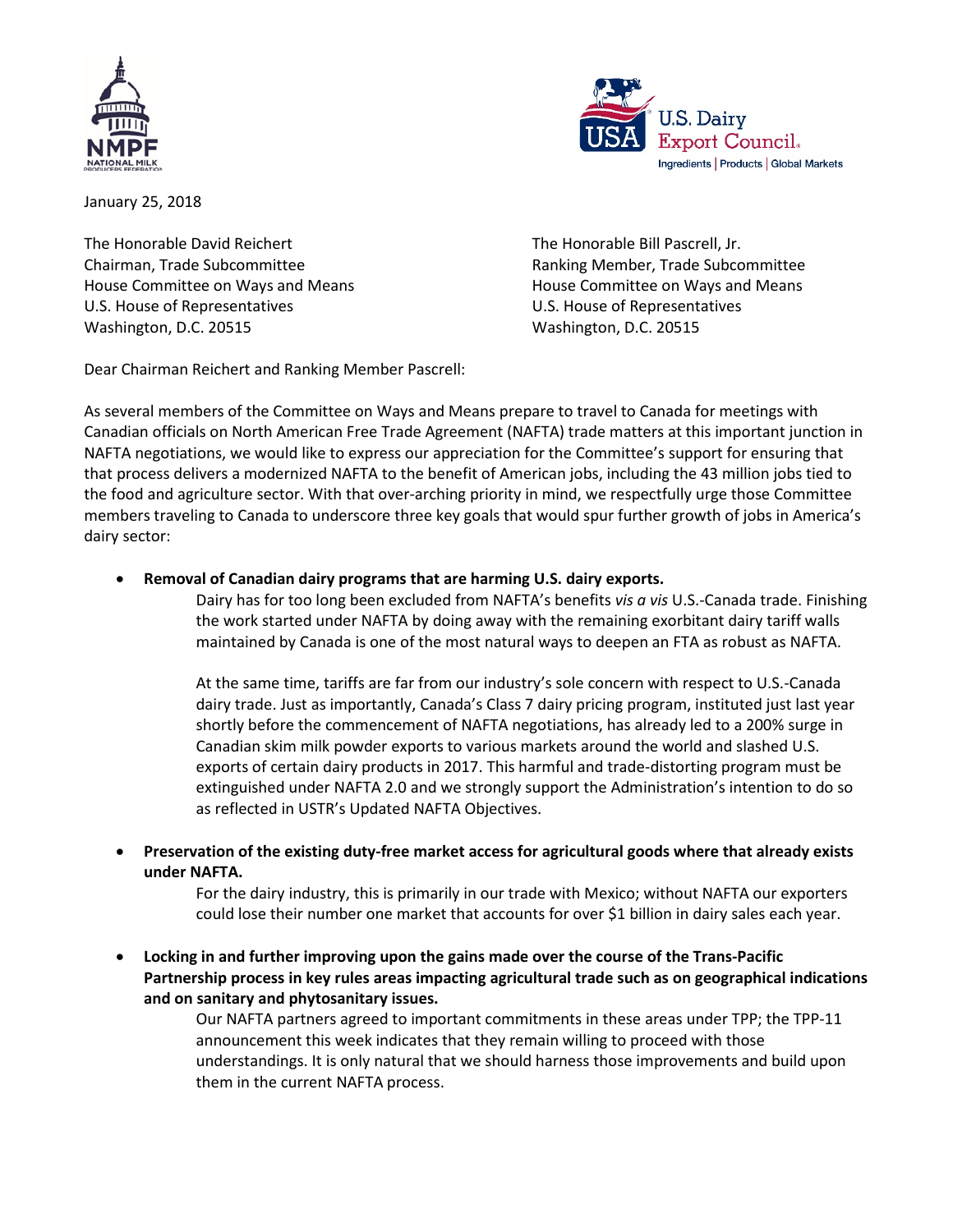January 25, 2018

The Honorable David Reichert
Chairman, Trade Subcommittee
House Committee on Ways and Means
U.S. House of Representatives
Washington, D.C. 20515

The Honorable Bill Pascrell, Jr.
Ranking Member, Trade Subcommittee
House Committee on Ways and Means
U.S. House of Representatives
Washington, D.C. 20515

Dear Chairman Reichert and Ranking Member Pascrell:

As several members of the Committee on Ways and Means prepare to travel to Canada for meetings with Canadian officials on North American Free Trade Agreement (NAFTA) trade matters at this important junction in NAFTA negotiations, we would like to express our appreciation for the Committee's support for ensuring that that process delivers a modernized NAFTA to the benefit of American jobs, including the 43 million jobs tied to the food and agriculture sector. With that over-arching priority in mind, we respectfully urge those Committee members traveling to Canada to underscore three key goals that would spur further growth of jobs in America's dairy sector:

- **Removal of Canadian dairy programs that are harming U.S. dairy exports.**

  Dairy has for too long been excluded from NAFTA's benefits *vis a vis* U.S.-Canada trade. Finishing the work started under NAFTA by doing away with the remaining exorbitant dairy tariff walls maintained by Canada is one of the most natural ways to deepen an FTA as robust as NAFTA.

  At the same time, tariffs are far from our industry's sole concern with respect to U.S.-Canada dairy trade. Just as importantly, Canada's Class 7 dairy pricing program, instituted just last year shortly before the commencement of NAFTA negotiations, has already led to a 200% surge in Canadian skim milk powder exports to various markets around the world and slashed U.S. exports of certain dairy products in 2017. This harmful and trade-distorting program must be extinguished under NAFTA 2.0 and we strongly support the Administration's intention to do so as reflected in USTR's Updated NAFTA Objectives.

- **Preservation of the existing duty-free market access for agricultural goods where that already exists under NAFTA.**

  For the dairy industry, this is primarily in our trade with Mexico; without NAFTA our exporters could lose their number one market that accounts for over $1 billion in dairy sales each year.

- **Locking in and further improving upon the gains made over the course of the Trans-Pacific Partnership process in key rules areas impacting agricultural trade such as on geographical indications and on sanitary and phytosanitary issues.**

  Our NAFTA partners agreed to important commitments in these areas under TPP; the TPP-11 announcement this week indicates that they remain willing to proceed with those understandings. It is only natural that we should harness those improvements and build upon them in the current NAFTA process.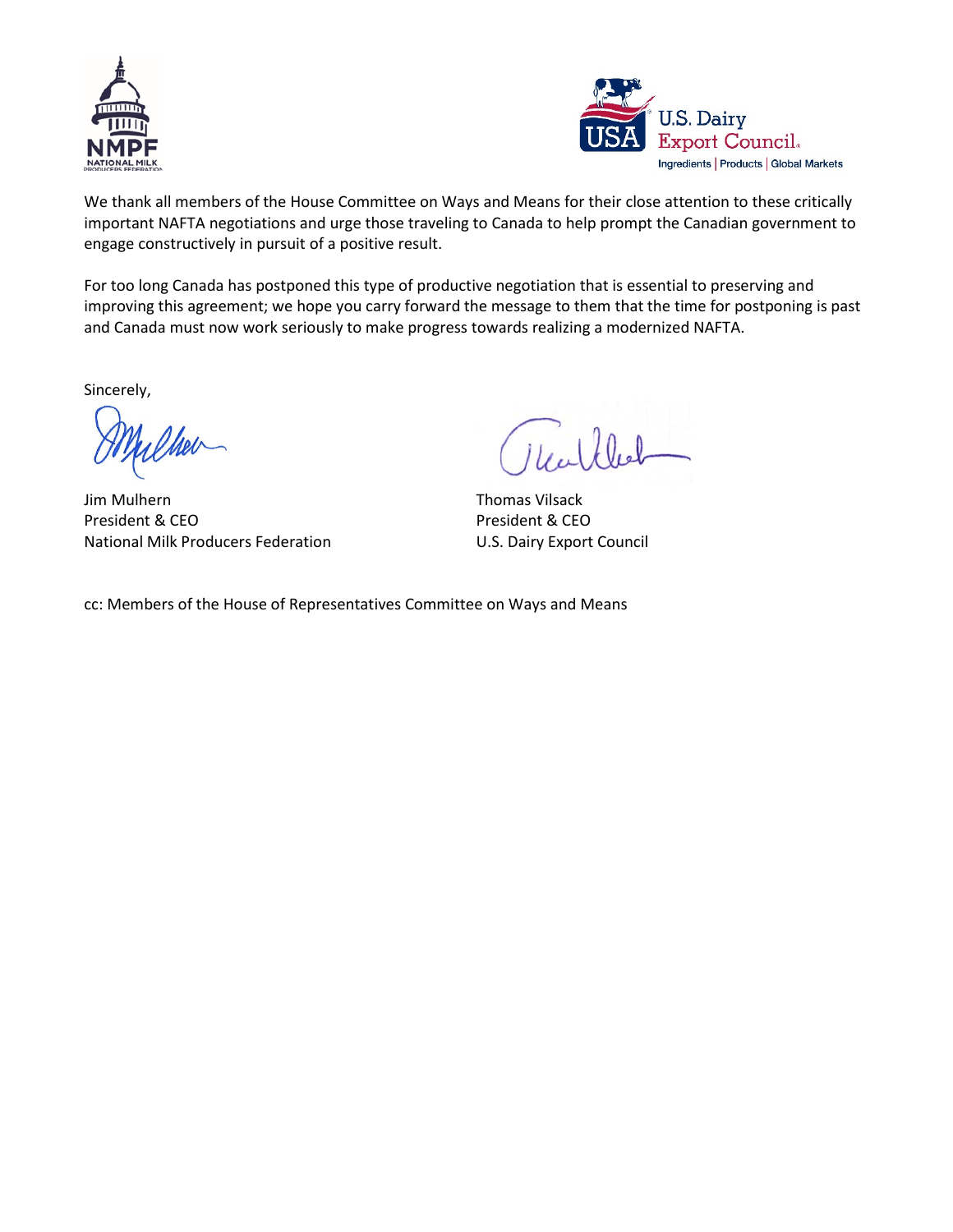We thank all members of the House Committee on Ways and Means for their close attention to these critically important NAFTA negotiations and urge those traveling to Canada to help prompt the Canadian government to engage constructively in pursuit of a positive result.

For too long Canada has postponed this type of productive negotiation that is essential to preserving and improving this agreement; we hope you carry forward the message to them that the time for postponing is past and Canada must now work seriously to make progress towards realizing a modernized NAFTA.

Sincerely,

Jim Mulhern
President & CEO
National Milk Producers Federation

Thomas Vilsack
President & CEO
U.S. Dairy Export Council

cc: Members of the House of Representatives Committee on Ways and Means